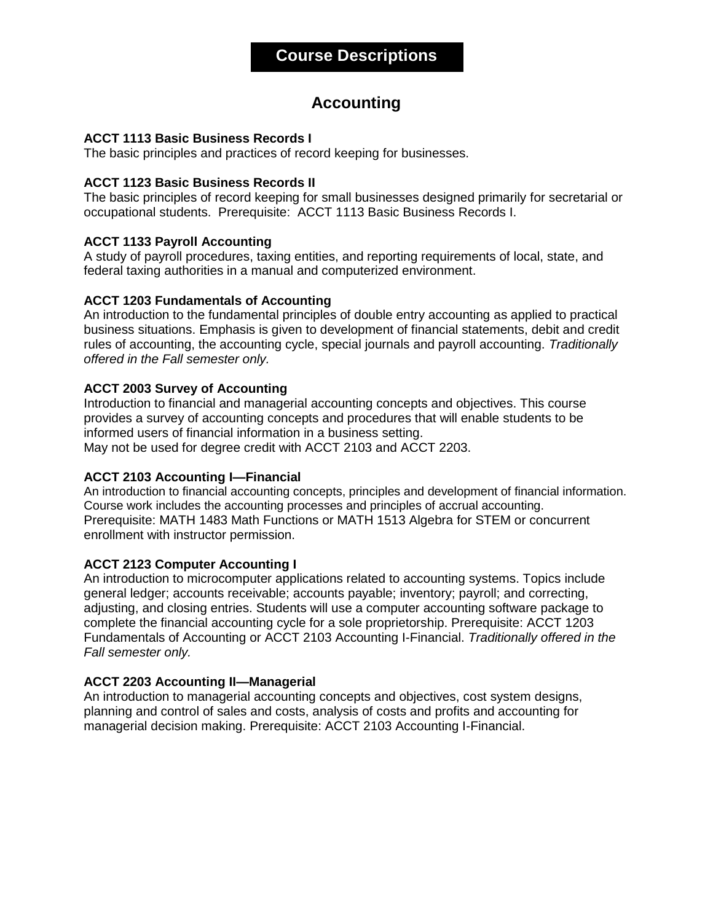# Course Descriptions

## Accounting

**ACCT 1113 Basic Business Records I**
The basic principles and practices of record keeping for businesses.

**ACCT 1123 Basic Business Records II**
The basic principles of record keeping for small businesses designed primarily for secretarial or occupational students. Prerequisite: ACCT 1113 Basic Business Records I.

**ACCT 1133 Payroll Accounting**
A study of payroll procedures, taxing entities, and reporting requirements of local, state, and federal taxing authorities in a manual and computerized environment.

**ACCT 1203 Fundamentals of Accounting**
An introduction to the fundamental principles of double entry accounting as applied to practical business situations. Emphasis is given to development of financial statements, debit and credit rules of accounting, the accounting cycle, special journals and payroll accounting. *Traditionally offered in the Fall semester only.*

**ACCT 2003 Survey of Accounting**
Introduction to financial and managerial accounting concepts and objectives. This course provides a survey of accounting concepts and procedures that will enable students to be informed users of financial information in a business setting.
May not be used for degree credit with ACCT 2103 and ACCT 2203.

**ACCT 2103 Accounting I—Financial**
An introduction to financial accounting concepts, principles and development of financial information. Course work includes the accounting processes and principles of accrual accounting.
Prerequisite: MATH 1483 Math Functions or MATH 1513 Algebra for STEM or concurrent enrollment with instructor permission.

**ACCT 2123 Computer Accounting I**
An introduction to microcomputer applications related to accounting systems. Topics include general ledger; accounts receivable; accounts payable; inventory; payroll; and correcting, adjusting, and closing entries. Students will use a computer accounting software package to complete the financial accounting cycle for a sole proprietorship. Prerequisite: ACCT 1203 Fundamentals of Accounting or ACCT 2103 Accounting I-Financial. *Traditionally offered in the Fall semester only.*

**ACCT 2203 Accounting II—Managerial**
An introduction to managerial accounting concepts and objectives, cost system designs, planning and control of sales and costs, analysis of costs and profits and accounting for managerial decision making. Prerequisite: ACCT 2103 Accounting I-Financial.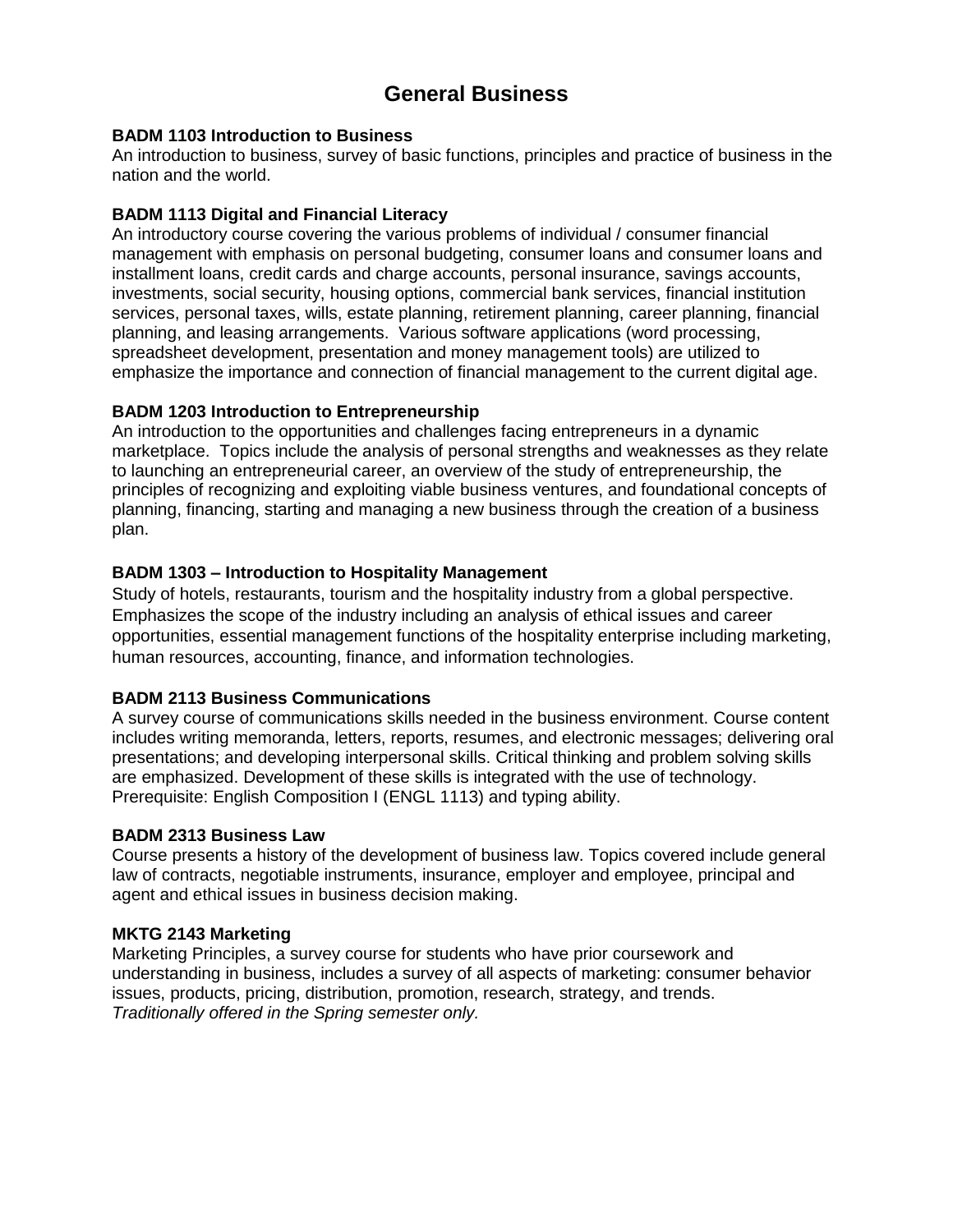# General Business

**BADM 1103 Introduction to Business**
An introduction to business, survey of basic functions, principles and practice of business in the nation and the world.

**BADM 1113 Digital and Financial Literacy**
An introductory course covering the various problems of individual / consumer financial management with emphasis on personal budgeting, consumer loans and consumer loans and installment loans, credit cards and charge accounts, personal insurance, savings accounts, investments, social security, housing options, commercial bank services, financial institution services, personal taxes, wills, estate planning, retirement planning, career planning, financial planning, and leasing arrangements. Various software applications (word processing, spreadsheet development, presentation and money management tools) are utilized to emphasize the importance and connection of financial management to the current digital age.

**BADM 1203 Introduction to Entrepreneurship**
An introduction to the opportunities and challenges facing entrepreneurs in a dynamic marketplace. Topics include the analysis of personal strengths and weaknesses as they relate to launching an entrepreneurial career, an overview of the study of entrepreneurship, the principles of recognizing and exploiting viable business ventures, and foundational concepts of planning, financing, starting and managing a new business through the creation of a business plan.

**BADM 1303 – Introduction to Hospitality Management**
Study of hotels, restaurants, tourism and the hospitality industry from a global perspective. Emphasizes the scope of the industry including an analysis of ethical issues and career opportunities, essential management functions of the hospitality enterprise including marketing, human resources, accounting, finance, and information technologies.

**BADM 2113 Business Communications**
A survey course of communications skills needed in the business environment. Course content includes writing memoranda, letters, reports, resumes, and electronic messages; delivering oral presentations; and developing interpersonal skills. Critical thinking and problem solving skills are emphasized. Development of these skills is integrated with the use of technology. Prerequisite: English Composition I (ENGL 1113) and typing ability.

**BADM 2313 Business Law**
Course presents a history of the development of business law. Topics covered include general law of contracts, negotiable instruments, insurance, employer and employee, principal and agent and ethical issues in business decision making.

**MKTG 2143 Marketing**
Marketing Principles, a survey course for students who have prior coursework and understanding in business, includes a survey of all aspects of marketing: consumer behavior issues, products, pricing, distribution, promotion, research, strategy, and trends.
*Traditionally offered in the Spring semester only.*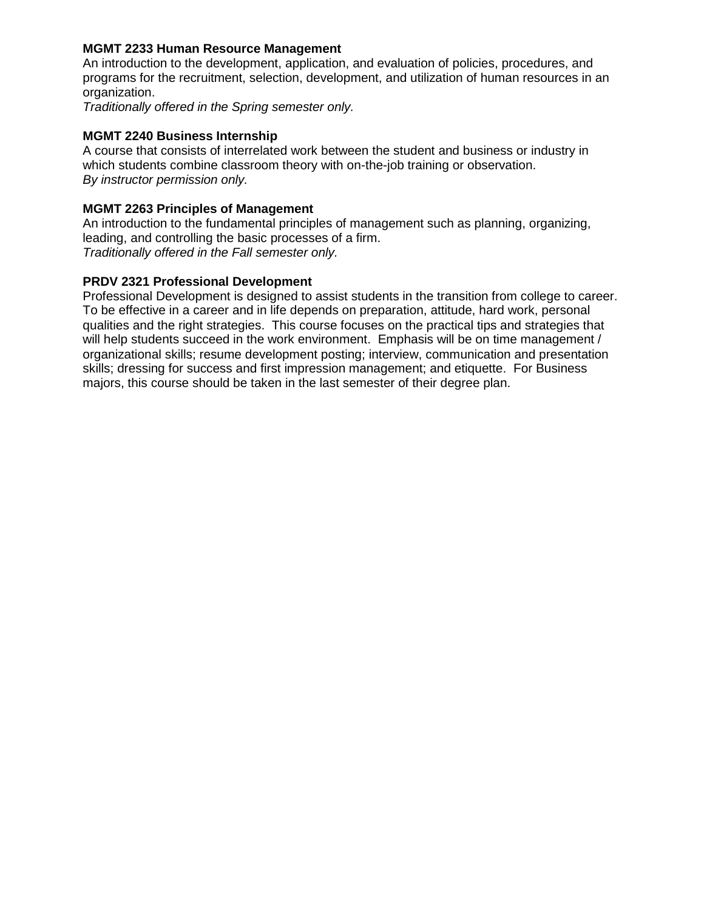**MGMT 2233 Human Resource Management**
An introduction to the development, application, and evaluation of policies, procedures, and programs for the recruitment, selection, development, and utilization of human resources in an organization.
*Traditionally offered in the Spring semester only.*

**MGMT 2240 Business Internship**
A course that consists of interrelated work between the student and business or industry in which students combine classroom theory with on-the-job training or observation.
*By instructor permission only.*

**MGMT 2263 Principles of Management**
An introduction to the fundamental principles of management such as planning, organizing, leading, and controlling the basic processes of a firm.
*Traditionally offered in the Fall semester only.*

**PRDV 2321 Professional Development**
Professional Development is designed to assist students in the transition from college to career. To be effective in a career and in life depends on preparation, attitude, hard work, personal qualities and the right strategies. This course focuses on the practical tips and strategies that will help students succeed in the work environment. Emphasis will be on time management / organizational skills; resume development posting; interview, communication and presentation skills; dressing for success and first impression management; and etiquette. For Business majors, this course should be taken in the last semester of their degree plan.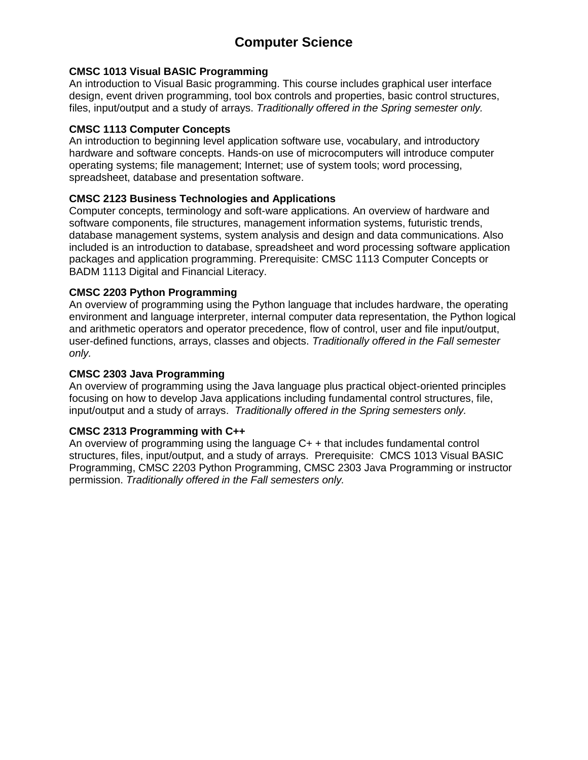# Computer Science

**CMSC 1013 Visual BASIC Programming**
An introduction to Visual Basic programming. This course includes graphical user interface design, event driven programming, tool box controls and properties, basic control structures, files, input/output and a study of arrays. *Traditionally offered in the Spring semester only.*

**CMSC 1113 Computer Concepts**
An introduction to beginning level application software use, vocabulary, and introductory hardware and software concepts. Hands-on use of microcomputers will introduce computer operating systems; file management; Internet; use of system tools; word processing, spreadsheet, database and presentation software.

**CMSC 2123 Business Technologies and Applications**
Computer concepts, terminology and soft-ware applications. An overview of hardware and software components, file structures, management information systems, futuristic trends, database management systems, system analysis and design and data communications. Also included is an introduction to database, spreadsheet and word processing software application packages and application programming. Prerequisite: CMSC 1113 Computer Concepts or BADM 1113 Digital and Financial Literacy.

**CMSC 2203 Python Programming**
An overview of programming using the Python language that includes hardware, the operating environment and language interpreter, internal computer data representation, the Python logical and arithmetic operators and operator precedence, flow of control, user and file input/output, user-defined functions, arrays, classes and objects. *Traditionally offered in the Fall semester only.*

**CMSC 2303 Java Programming**
An overview of programming using the Java language plus practical object-oriented principles focusing on how to develop Java applications including fundamental control structures, file, input/output and a study of arrays. *Traditionally offered in the Spring semesters only.*

**CMSC 2313 Programming with C++**
An overview of programming using the language C+ + that includes fundamental control structures, files, input/output, and a study of arrays. Prerequisite: CMCS 1013 Visual BASIC Programming, CMSC 2203 Python Programming, CMSC 2303 Java Programming or instructor permission. *Traditionally offered in the Fall semesters only.*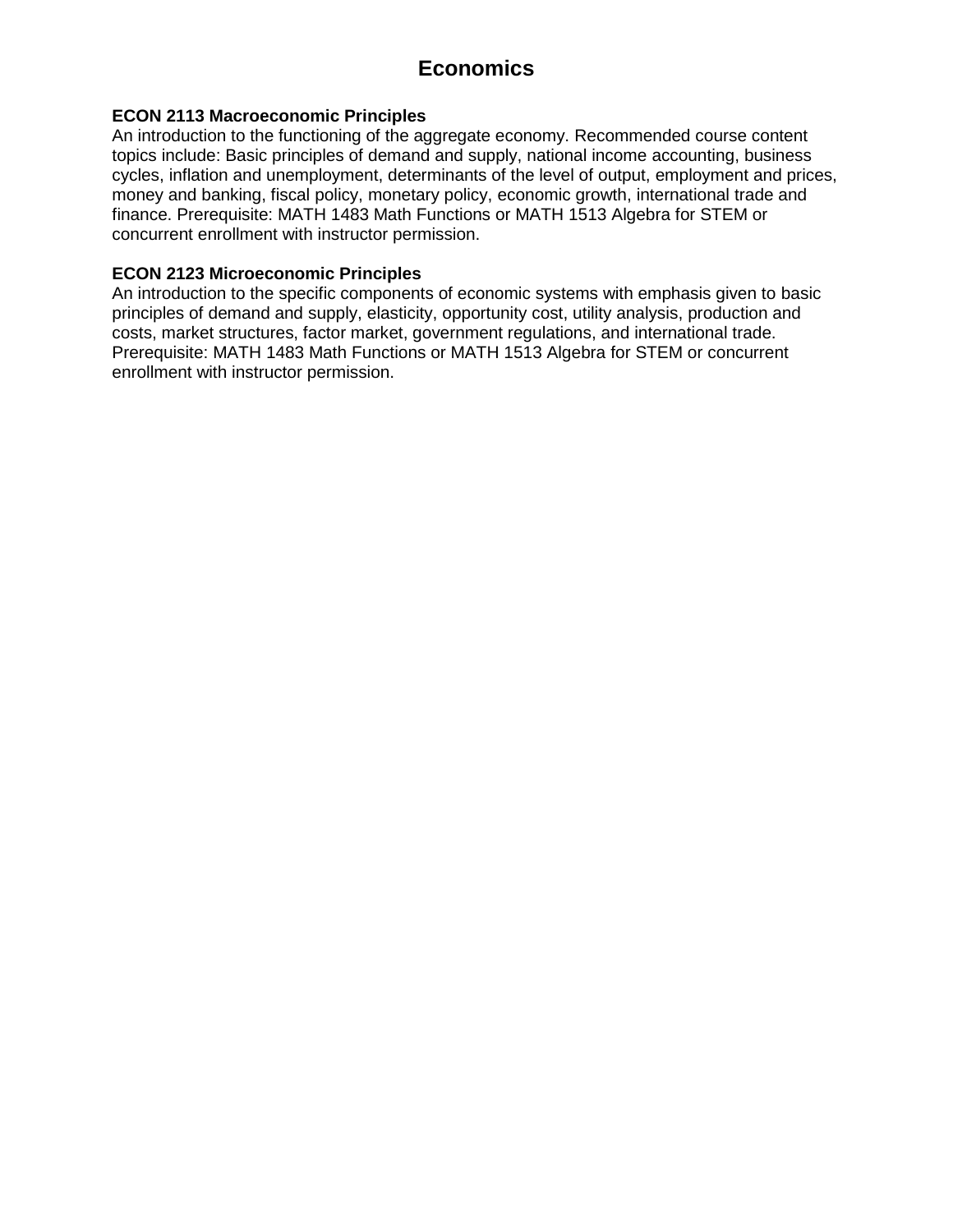# Economics

**ECON 2113 Macroeconomic Principles**
An introduction to the functioning of the aggregate economy. Recommended course content topics include: Basic principles of demand and supply, national income accounting, business cycles, inflation and unemployment, determinants of the level of output, employment and prices, money and banking, fiscal policy, monetary policy, economic growth, international trade and finance. Prerequisite: MATH 1483 Math Functions or MATH 1513 Algebra for STEM or concurrent enrollment with instructor permission.

**ECON 2123 Microeconomic Principles**
An introduction to the specific components of economic systems with emphasis given to basic principles of demand and supply, elasticity, opportunity cost, utility analysis, production and costs, market structures, factor market, government regulations, and international trade. Prerequisite: MATH 1483 Math Functions or MATH 1513 Algebra for STEM or concurrent enrollment with instructor permission.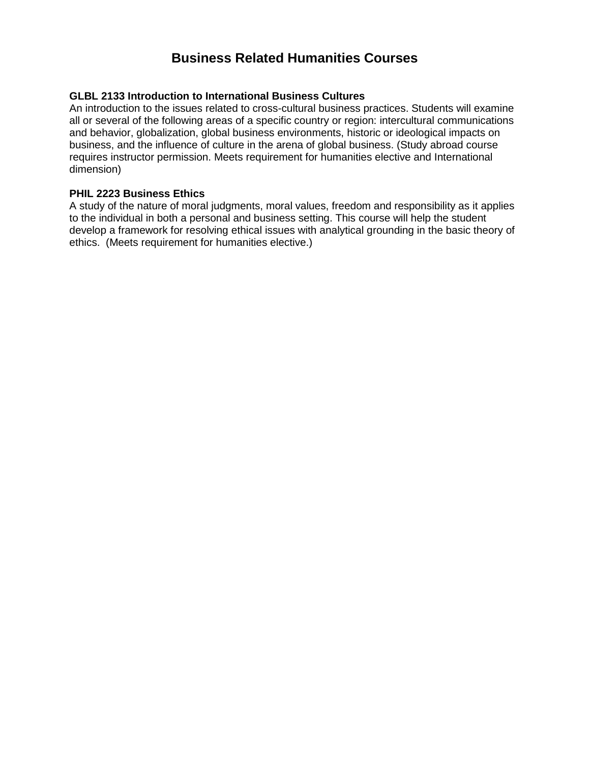# Business Related Humanities Courses

**GLBL 2133 Introduction to International Business Cultures**
An introduction to the issues related to cross-cultural business practices. Students will examine all or several of the following areas of a specific country or region: intercultural communications and behavior, globalization, global business environments, historic or ideological impacts on business, and the influence of culture in the arena of global business. (Study abroad course requires instructor permission. Meets requirement for humanities elective and International dimension)

**PHIL 2223 Business Ethics**
A study of the nature of moral judgments, moral values, freedom and responsibility as it applies to the individual in both a personal and business setting. This course will help the student develop a framework for resolving ethical issues with analytical grounding in the basic theory of ethics. (Meets requirement for humanities elective.)